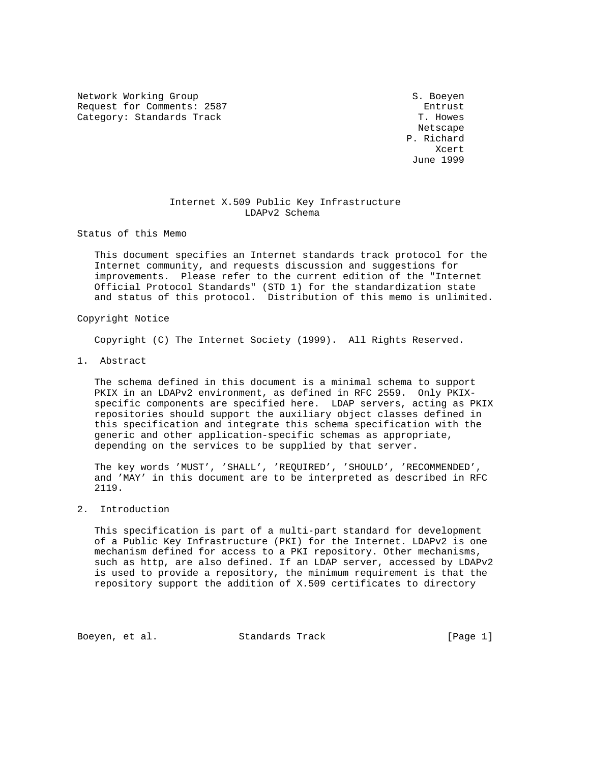Network Working Group S. Boeyen
Request for Comments: 2587 Entrust
Category: Standards Track T. Howes
Netscape
P. Richard
Xcert
June 1999

# Internet X.509 Public Key Infrastructure LDAPv2 Schema

## Status of this Memo

This document specifies an Internet standards track protocol for the Internet community, and requests discussion and suggestions for improvements. Please refer to the current edition of the "Internet Official Protocol Standards" (STD 1) for the standardization state and status of this protocol. Distribution of this memo is unlimited.

## Copyright Notice

Copyright (C) The Internet Society (1999). All Rights Reserved.

## 1. Abstract

The schema defined in this document is a minimal schema to support PKIX in an LDAPv2 environment, as defined in RFC 2559. Only PKIX-specific components are specified here. LDAP servers, acting as PKIX repositories should support the auxiliary object classes defined in this specification and integrate this schema specification with the generic and other application-specific schemas as appropriate, depending on the services to be supplied by that server.

The key words 'MUST', 'SHALL', 'REQUIRED', 'SHOULD', 'RECOMMENDED', and 'MAY' in this document are to be interpreted as described in RFC 2119.

## 2. Introduction

This specification is part of a multi-part standard for development of a Public Key Infrastructure (PKI) for the Internet. LDAPv2 is one mechanism defined for access to a PKI repository. Other mechanisms, such as http, are also defined. If an LDAP server, accessed by LDAPv2 is used to provide a repository, the minimum requirement is that the repository support the addition of X.509 certificates to directory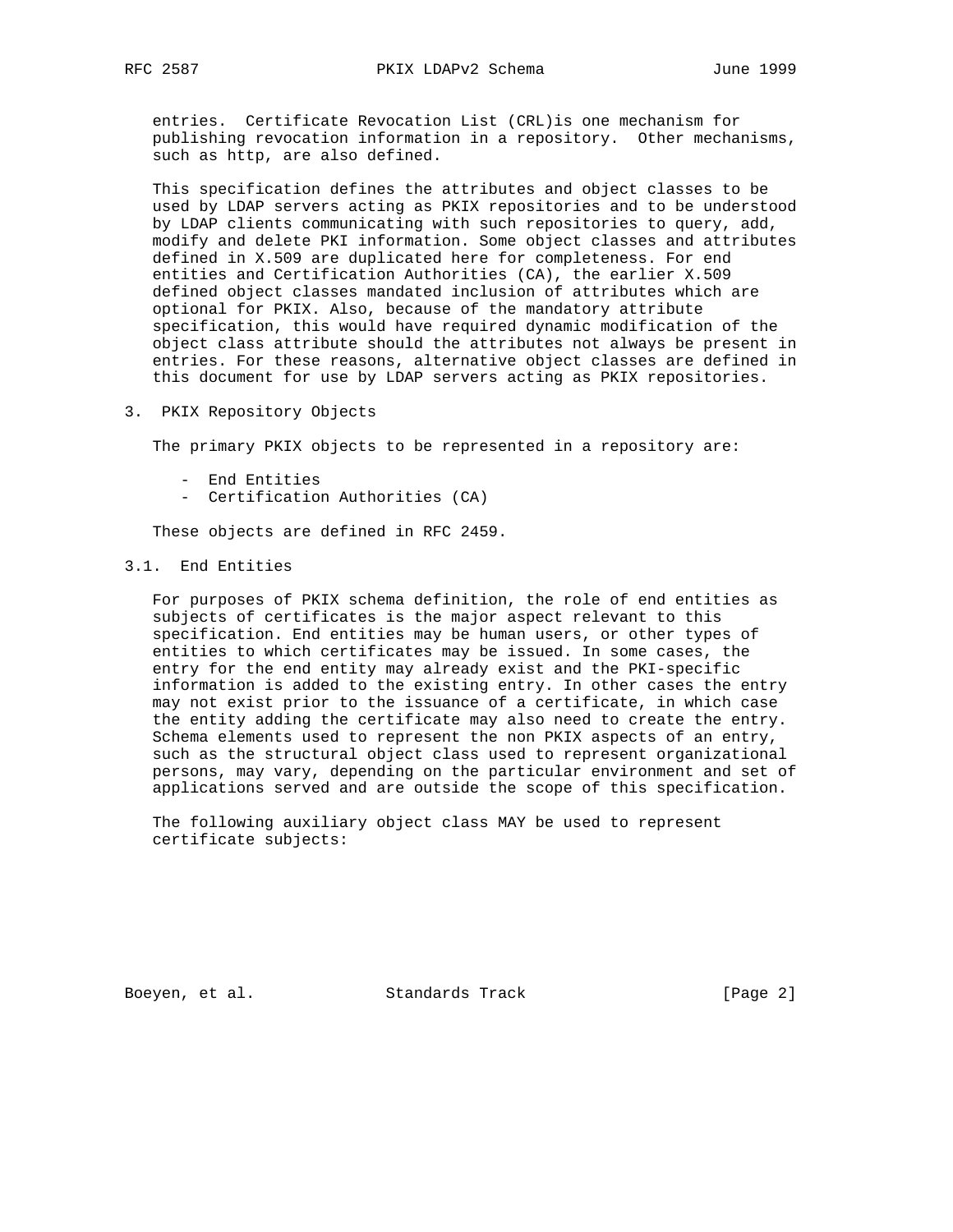entries.  Certificate Revocation List (CRL)is one mechanism for publishing revocation information in a repository.  Other mechanisms, such as http, are also defined.

This specification defines the attributes and object classes to be used by LDAP servers acting as PKIX repositories and to be understood by LDAP clients communicating with such repositories to query, add, modify and delete PKI information. Some object classes and attributes defined in X.509 are duplicated here for completeness. For end entities and Certification Authorities (CA), the earlier X.509 defined object classes mandated inclusion of attributes which are optional for PKIX. Also, because of the mandatory attribute specification, this would have required dynamic modification of the object class attribute should the attributes not always be present in entries. For these reasons, alternative object classes are defined in this document for use by LDAP servers acting as PKIX repositories.

## 3. PKIX Repository Objects

The primary PKIX objects to be represented in a repository are:

- End Entities
- Certification Authorities (CA)

These objects are defined in RFC 2459.

### 3.1. End Entities

For purposes of PKIX schema definition, the role of end entities as subjects of certificates is the major aspect relevant to this specification. End entities may be human users, or other types of entities to which certificates may be issued. In some cases, the entry for the end entity may already exist and the PKI-specific information is added to the existing entry. In other cases the entry may not exist prior to the issuance of a certificate, in which case the entity adding the certificate may also need to create the entry. Schema elements used to represent the non PKIX aspects of an entry, such as the structural object class used to represent organizational persons, may vary, depending on the particular environment and set of applications served and are outside the scope of this specification.

The following auxiliary object class MAY be used to represent certificate subjects: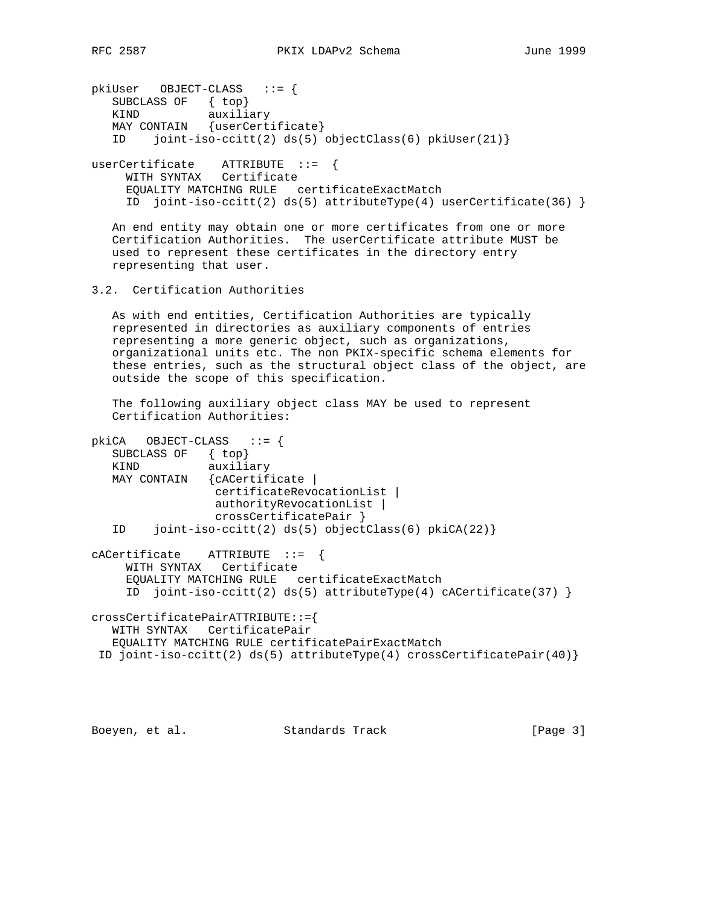```
pkiUser   OBJECT-CLASS   ::= {
   SUBCLASS OF   { top}
   KIND          auxiliary
   MAY CONTAIN   {userCertificate}
   ID    joint-iso-ccitt(2) ds(5) objectClass(6) pkiUser(21)}

userCertificate    ATTRIBUTE  ::=  {
     WITH SYNTAX   Certificate
     EQUALITY MATCHING RULE   certificateExactMatch
     ID  joint-iso-ccitt(2) ds(5) attributeType(4) userCertificate(36) }
```

An end entity may obtain one or more certificates from one or more Certification Authorities. The userCertificate attribute MUST be used to represent these certificates in the directory entry representing that user.

## 3.2. Certification Authorities

As with end entities, Certification Authorities are typically represented in directories as auxiliary components of entries representing a more generic object, such as organizations, organizational units etc. The non PKIX-specific schema elements for these entries, such as the structural object class of the object, are outside the scope of this specification.

The following auxiliary object class MAY be used to represent Certification Authorities:

```
pkiCA   OBJECT-CLASS   ::= {
   SUBCLASS OF   { top}
   KIND          auxiliary
   MAY CONTAIN   {cACertificate |
                  certificateRevocationList |
                  authorityRevocationList |
                  crossCertificatePair }
   ID    joint-iso-ccitt(2) ds(5) objectClass(6) pkiCA(22)}

cACertificate    ATTRIBUTE  ::=  {
     WITH SYNTAX   Certificate
     EQUALITY MATCHING RULE   certificateExactMatch
     ID  joint-iso-ccitt(2) ds(5) attributeType(4) cACertificate(37) }

crossCertificatePairATTRIBUTE::={
   WITH SYNTAX   CertificatePair
   EQUALITY MATCHING RULE certificatePairExactMatch
 ID joint-iso-ccitt(2) ds(5) attributeType(4) crossCertificatePair(40)}
```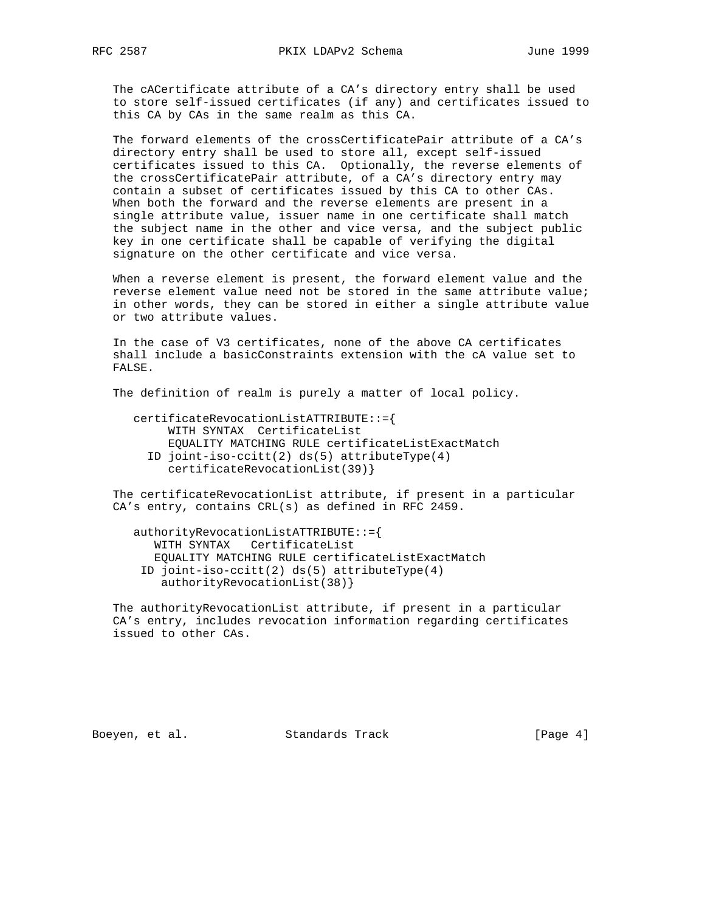The cACertificate attribute of a CA's directory entry shall be used to store self-issued certificates (if any) and certificates issued to this CA by CAs in the same realm as this CA.

The forward elements of the crossCertificatePair attribute of a CA's directory entry shall be used to store all, except self-issued certificates issued to this CA. Optionally, the reverse elements of the crossCertificatePair attribute, of a CA's directory entry may contain a subset of certificates issued by this CA to other CAs. When both the forward and the reverse elements are present in a single attribute value, issuer name in one certificate shall match the subject name in the other and vice versa, and the subject public key in one certificate shall be capable of verifying the digital signature on the other certificate and vice versa.

When a reverse element is present, the forward element value and the reverse element value need not be stored in the same attribute value; in other words, they can be stored in either a single attribute value or two attribute values.

In the case of V3 certificates, none of the above CA certificates shall include a basicConstraints extension with the cA value set to FALSE.

The definition of realm is purely a matter of local policy.

```
certificateRevocationListATTRIBUTE::={
     WITH SYNTAX  CertificateList
     EQUALITY MATCHING RULE certificateListExactMatch
  ID joint-iso-ccitt(2) ds(5) attributeType(4)
     certificateRevocationList(39)}
```

The certificateRevocationList attribute, if present in a particular CA's entry, contains CRL(s) as defined in RFC 2459.

```
authorityRevocationListATTRIBUTE::={
   WITH SYNTAX   CertificateList
   EQUALITY MATCHING RULE certificateListExactMatch
 ID joint-iso-ccitt(2) ds(5) attributeType(4)
    authorityRevocationList(38)}
```

The authorityRevocationList attribute, if present in a particular CA's entry, includes revocation information regarding certificates issued to other CAs.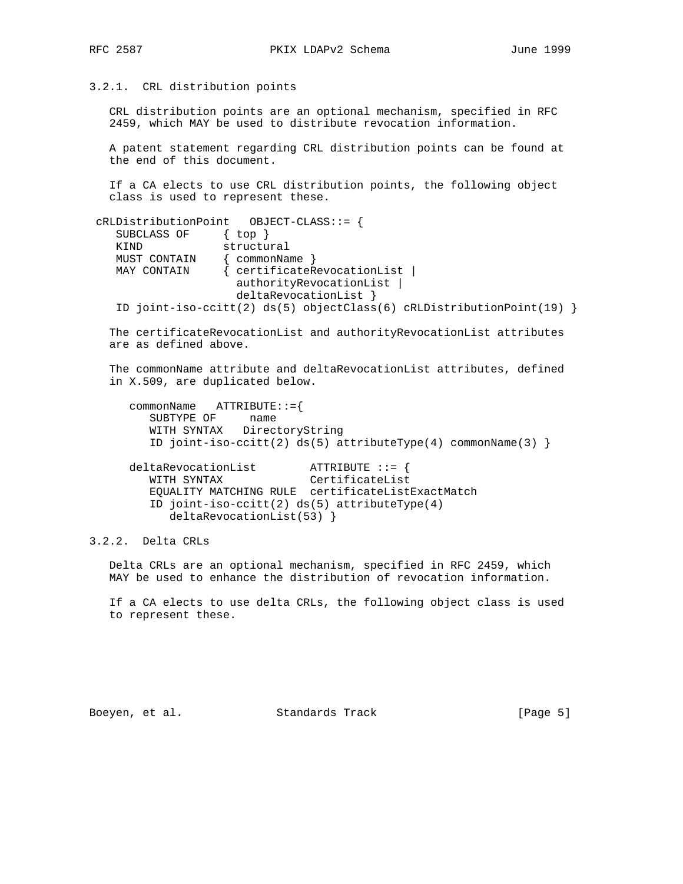### 3.2.1. CRL distribution points

CRL distribution points are an optional mechanism, specified in RFC 2459, which MAY be used to distribute revocation information.

A patent statement regarding CRL distribution points can be found at the end of this document.

If a CA elects to use CRL distribution points, the following object class is used to represent these.

```
 cRLDistributionPoint   OBJECT-CLASS::= {
    SUBCLASS OF     { top }
    KIND            structural
    MUST CONTAIN    { commonName }
    MAY CONTAIN     { certificateRevocationList |
                      authorityRevocationList |
                      deltaRevocationList }
    ID joint-iso-ccitt(2) ds(5) objectClass(6) cRLDistributionPoint(19) }
```

The certificateRevocationList and authorityRevocationList attributes are as defined above.

The commonName attribute and deltaRevocationList attributes, defined in X.509, are duplicated below.

```
      commonName   ATTRIBUTE::={
         SUBTYPE OF     name
         WITH SYNTAX   DirectoryString
         ID joint-iso-ccitt(2) ds(5) attributeType(4) commonName(3) }

      deltaRevocationList        ATTRIBUTE ::= {
         WITH SYNTAX             CertificateList
         EQUALITY MATCHING RULE  certificateListExactMatch
         ID joint-iso-ccitt(2) ds(5) attributeType(4)
            deltaRevocationList(53) }
```

### 3.2.2. Delta CRLs

Delta CRLs are an optional mechanism, specified in RFC 2459, which MAY be used to enhance the distribution of revocation information.

If a CA elects to use delta CRLs, the following object class is used to represent these.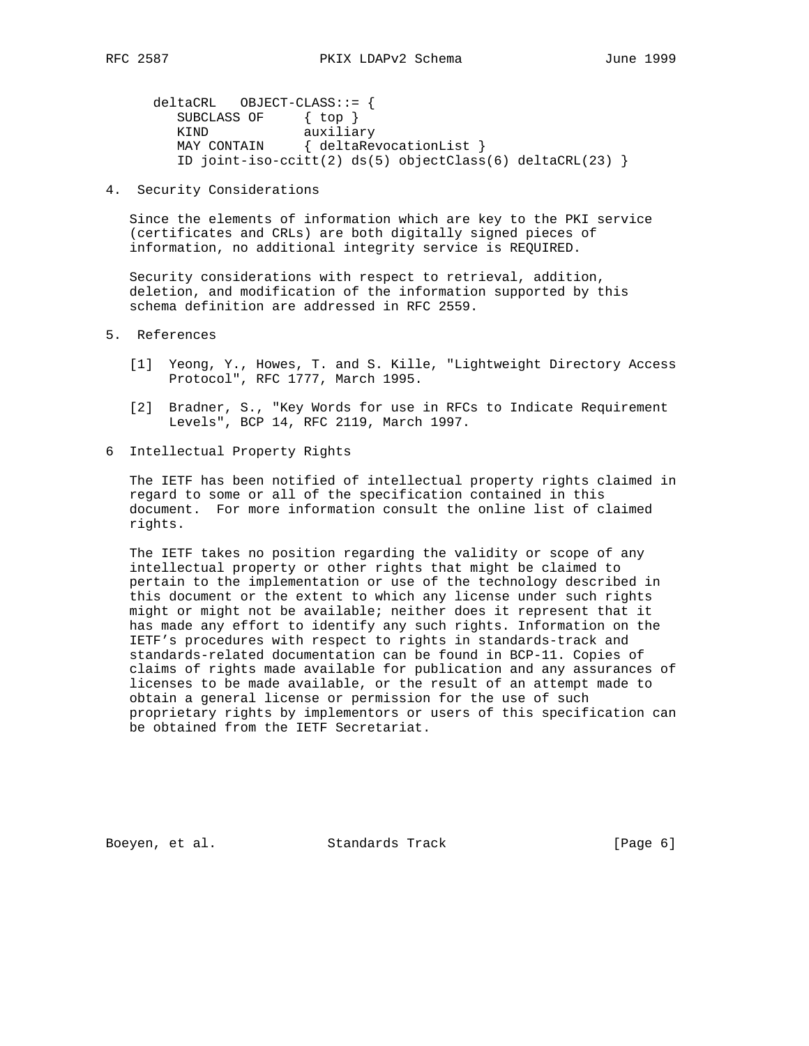```
deltaCRL   OBJECT-CLASS::= {
   SUBCLASS OF     { top }
   KIND            auxiliary
   MAY CONTAIN     { deltaRevocationList }
   ID joint-iso-ccitt(2) ds(5) objectClass(6) deltaCRL(23) }
```

## 4. Security Considerations

Since the elements of information which are key to the PKI service (certificates and CRLs) are both digitally signed pieces of information, no additional integrity service is REQUIRED.

Security considerations with respect to retrieval, addition, deletion, and modification of the information supported by this schema definition are addressed in RFC 2559.

## 5. References

[1] Yeong, Y., Howes, T. and S. Kille, "Lightweight Directory Access Protocol", RFC 1777, March 1995.

[2] Bradner, S., "Key Words for use in RFCs to Indicate Requirement Levels", BCP 14, RFC 2119, March 1997.

## 6 Intellectual Property Rights

The IETF has been notified of intellectual property rights claimed in regard to some or all of the specification contained in this document. For more information consult the online list of claimed rights.

The IETF takes no position regarding the validity or scope of any intellectual property or other rights that might be claimed to pertain to the implementation or use of the technology described in this document or the extent to which any license under such rights might or might not be available; neither does it represent that it has made any effort to identify any such rights. Information on the IETF's procedures with respect to rights in standards-track and standards-related documentation can be found in BCP-11. Copies of claims of rights made available for publication and any assurances of licenses to be made available, or the result of an attempt made to obtain a general license or permission for the use of such proprietary rights by implementors or users of this specification can be obtained from the IETF Secretariat.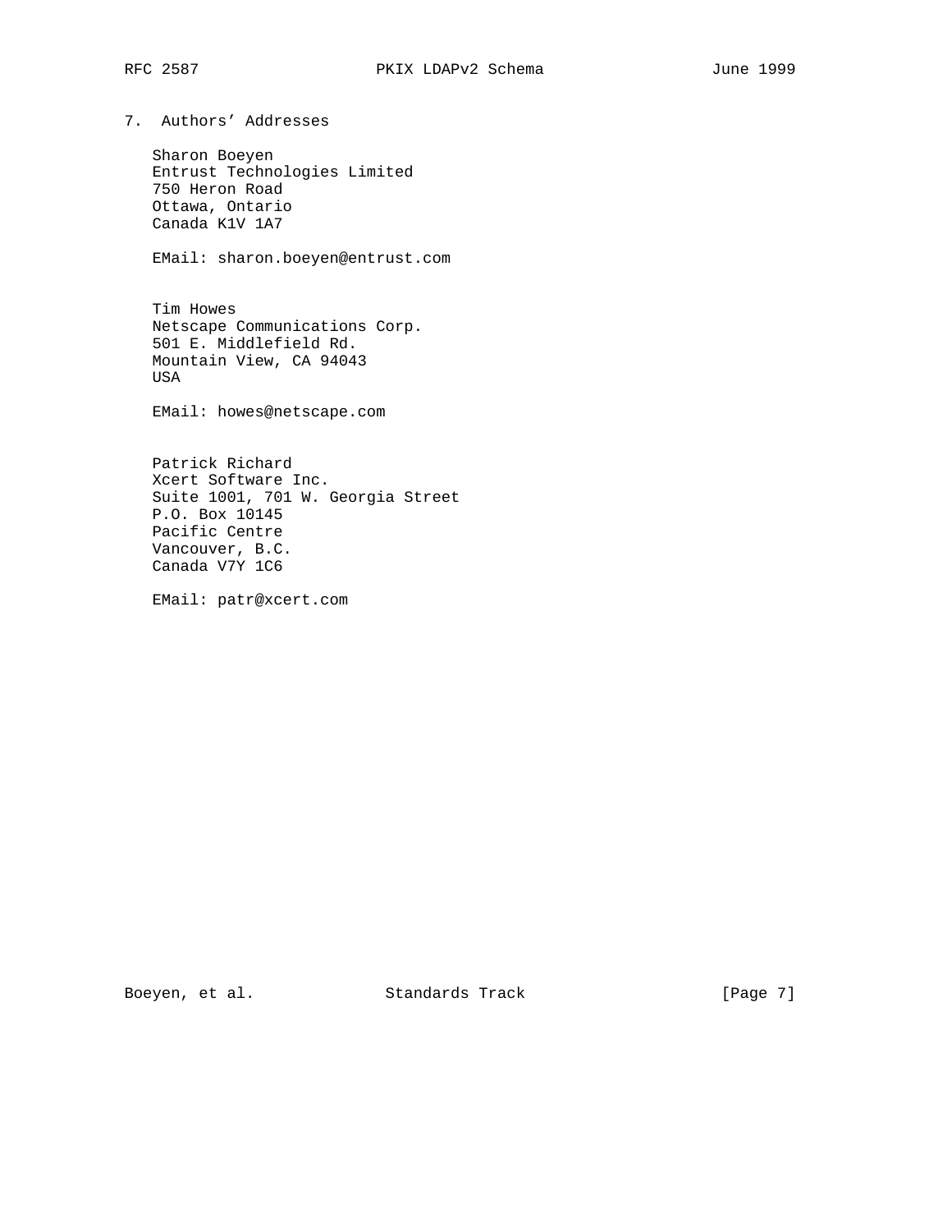## 7. Authors' Addresses

Sharon Boeyen
Entrust Technologies Limited
750 Heron Road
Ottawa, Ontario
Canada K1V 1A7

EMail: sharon.boeyen@entrust.com

Tim Howes
Netscape Communications Corp.
501 E. Middlefield Rd.
Mountain View, CA 94043
USA

EMail: howes@netscape.com

Patrick Richard
Xcert Software Inc.
Suite 1001, 701 W. Georgia Street
P.O. Box 10145
Pacific Centre
Vancouver, B.C.
Canada V7Y 1C6

EMail: patr@xcert.com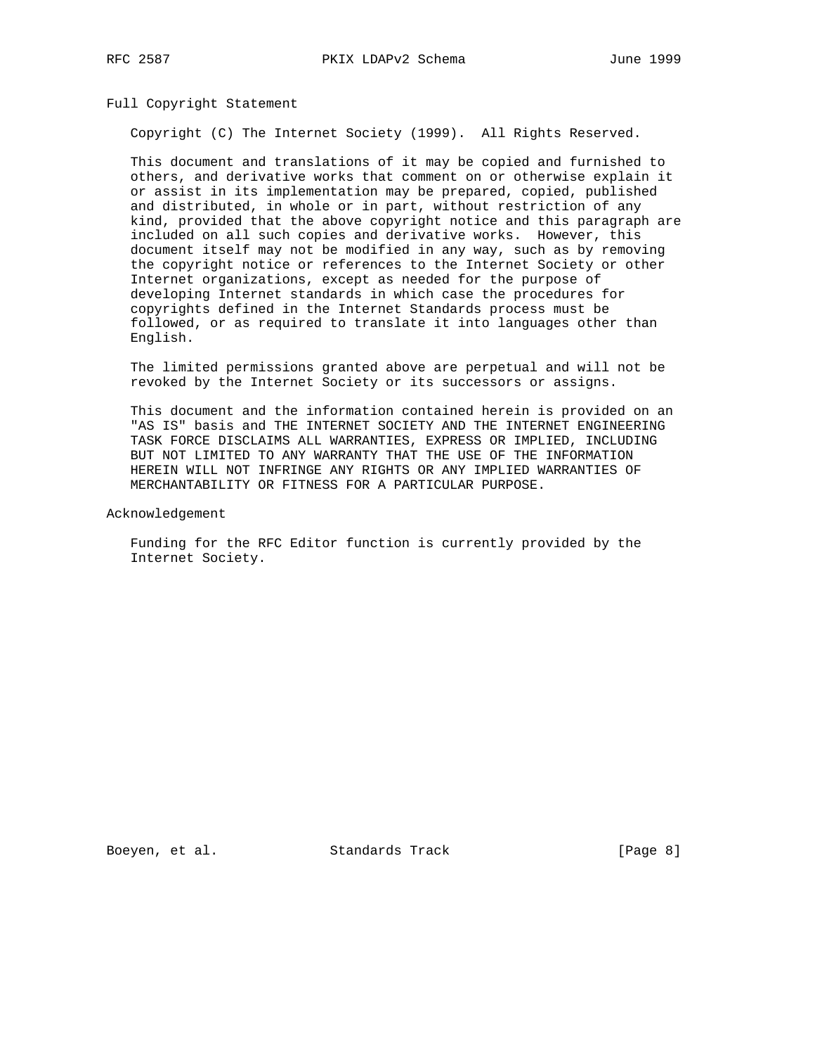## Full Copyright Statement

Copyright (C) The Internet Society (1999). All Rights Reserved.

This document and translations of it may be copied and furnished to others, and derivative works that comment on or otherwise explain it or assist in its implementation may be prepared, copied, published and distributed, in whole or in part, without restriction of any kind, provided that the above copyright notice and this paragraph are included on all such copies and derivative works. However, this document itself may not be modified in any way, such as by removing the copyright notice or references to the Internet Society or other Internet organizations, except as needed for the purpose of developing Internet standards in which case the procedures for copyrights defined in the Internet Standards process must be followed, or as required to translate it into languages other than English.

The limited permissions granted above are perpetual and will not be revoked by the Internet Society or its successors or assigns.

This document and the information contained herein is provided on an "AS IS" basis and THE INTERNET SOCIETY AND THE INTERNET ENGINEERING TASK FORCE DISCLAIMS ALL WARRANTIES, EXPRESS OR IMPLIED, INCLUDING BUT NOT LIMITED TO ANY WARRANTY THAT THE USE OF THE INFORMATION HEREIN WILL NOT INFRINGE ANY RIGHTS OR ANY IMPLIED WARRANTIES OF MERCHANTABILITY OR FITNESS FOR A PARTICULAR PURPOSE.

## Acknowledgement

Funding for the RFC Editor function is currently provided by the Internet Society.